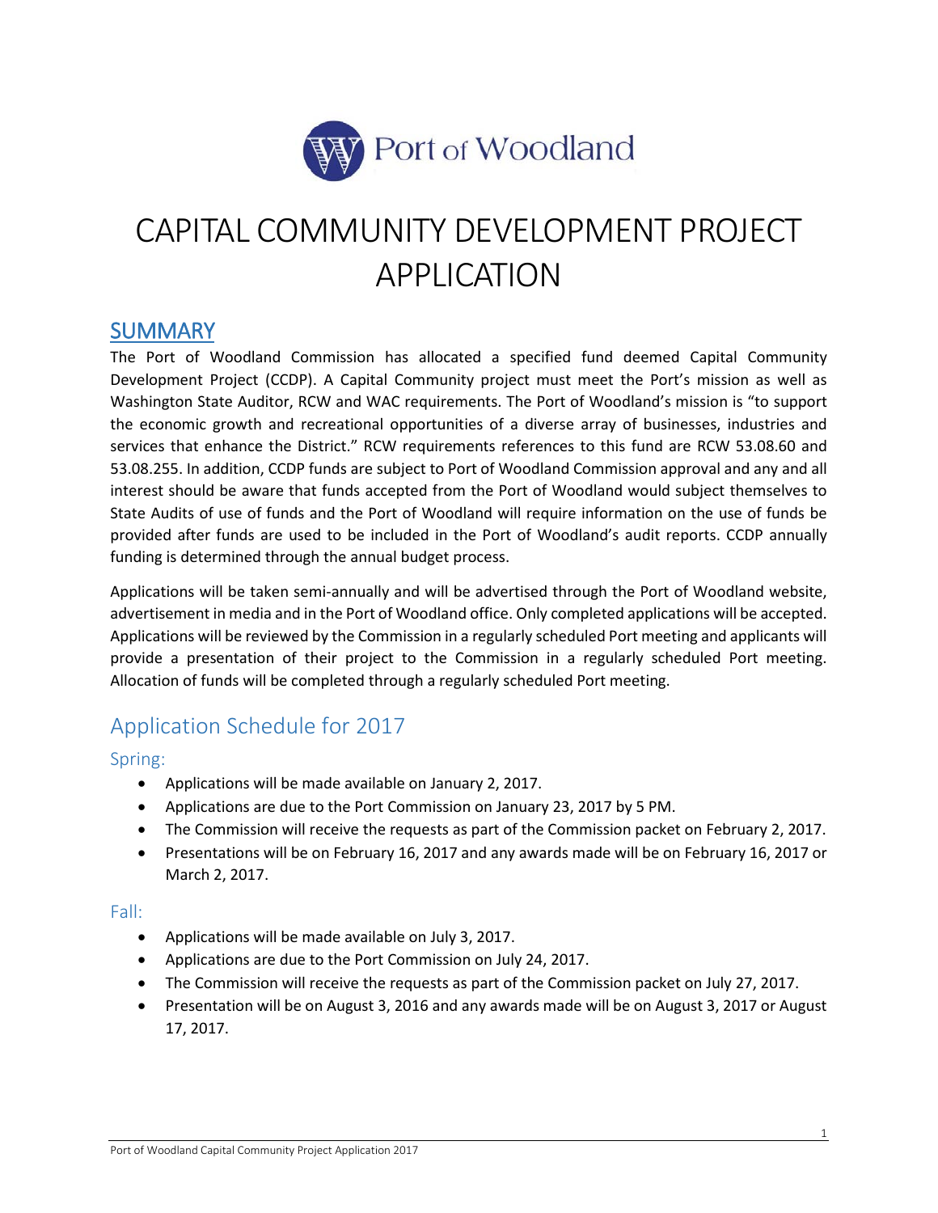Port of Woodland

# CAPITAL COMMUNITY DEVELOPMENT PROJECT APPLICATION

## SUMMARY

The Port of Woodland Commission has allocated a specified fund deemed Capital Community Development Project (CCDP). A Capital Community project must meet the Port's mission as well as Washington State Auditor, RCW and WAC requirements. The Port of Woodland's mission is "to support the economic growth and recreational opportunities of a diverse array of businesses, industries and services that enhance the District." RCW requirements references to this fund are RCW 53.08.60 and 53.08.255. In addition, CCDP funds are subject to Port of Woodland Commission approval and any and all interest should be aware that funds accepted from the Port of Woodland would subject themselves to State Audits of use of funds and the Port of Woodland will require information on the use of funds be provided after funds are used to be included in the Port of Woodland's audit reports. CCDP annually funding is determined through the annual budget process.

Applications will be taken semi-annually and will be advertised through the Port of Woodland website, advertisement in media and in the Port of Woodland office. Only completed applications will be accepted. Applications will be reviewed by the Commission in a regularly scheduled Port meeting and applicants will provide a presentation of their project to the Commission in a regularly scheduled Port meeting. Allocation of funds will be completed through a regularly scheduled Port meeting.

## Application Schedule for 2017

### Spring:

- Applications will be made available on January 2, 2017.
- Applications are due to the Port Commission on January 23, 2017 by 5 PM.
- The Commission will receive the requests as part of the Commission packet on February 2, 2017.
- Presentations will be on February 16, 2017 and any awards made will be on February 16, 2017 or March 2, 2017.

### Fall:

- Applications will be made available on July 3, 2017.
- Applications are due to the Port Commission on July 24, 2017.
- The Commission will receive the requests as part of the Commission packet on July 27, 2017.
- Presentation will be on August 3, 2016 and any awards made will be on August 3, 2017 or August 17, 2017.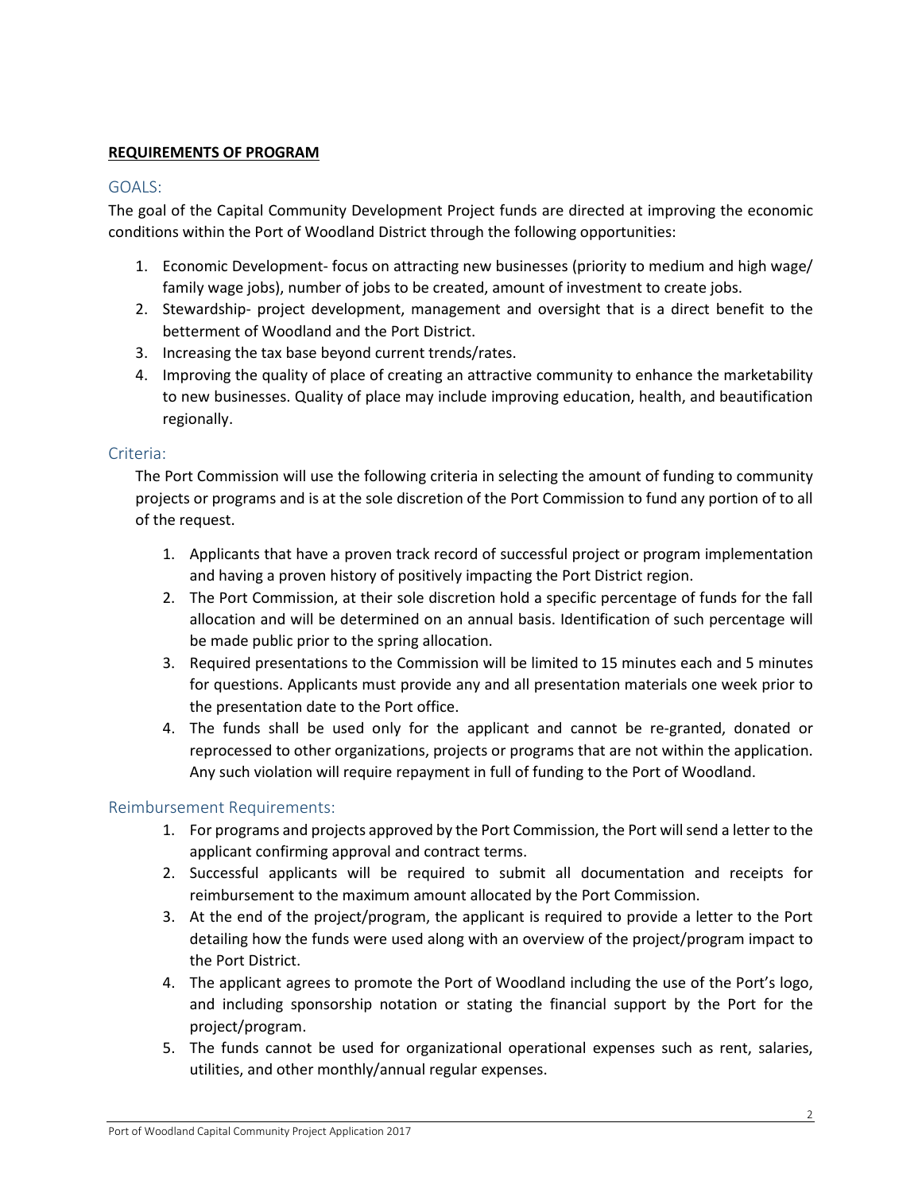**REQUIREMENTS OF PROGRAM**

## GOALS:

The goal of the Capital Community Development Project funds are directed at improving the economic conditions within the Port of Woodland District through the following opportunities:

1. Economic Development- focus on attracting new businesses (priority to medium and high wage/ family wage jobs), number of jobs to be created, amount of investment to create jobs.
2. Stewardship- project development, management and oversight that is a direct benefit to the betterment of Woodland and the Port District.
3. Increasing the tax base beyond current trends/rates.
4. Improving the quality of place of creating an attractive community to enhance the marketability to new businesses. Quality of place may include improving education, health, and beautification regionally.

## Criteria:

The Port Commission will use the following criteria in selecting the amount of funding to community projects or programs and is at the sole discretion of the Port Commission to fund any portion of to all of the request.

1. Applicants that have a proven track record of successful project or program implementation and having a proven history of positively impacting the Port District region.
2. The Port Commission, at their sole discretion hold a specific percentage of funds for the fall allocation and will be determined on an annual basis. Identification of such percentage will be made public prior to the spring allocation.
3. Required presentations to the Commission will be limited to 15 minutes each and 5 minutes for questions. Applicants must provide any and all presentation materials one week prior to the presentation date to the Port office.
4. The funds shall be used only for the applicant and cannot be re-granted, donated or reprocessed to other organizations, projects or programs that are not within the application. Any such violation will require repayment in full of funding to the Port of Woodland.

## Reimbursement Requirements:

1. For programs and projects approved by the Port Commission, the Port will send a letter to the applicant confirming approval and contract terms.
2. Successful applicants will be required to submit all documentation and receipts for reimbursement to the maximum amount allocated by the Port Commission.
3. At the end of the project/program, the applicant is required to provide a letter to the Port detailing how the funds were used along with an overview of the project/program impact to the Port District.
4. The applicant agrees to promote the Port of Woodland including the use of the Port's logo, and including sponsorship notation or stating the financial support by the Port for the project/program.
5. The funds cannot be used for organizational operational expenses such as rent, salaries, utilities, and other monthly/annual regular expenses.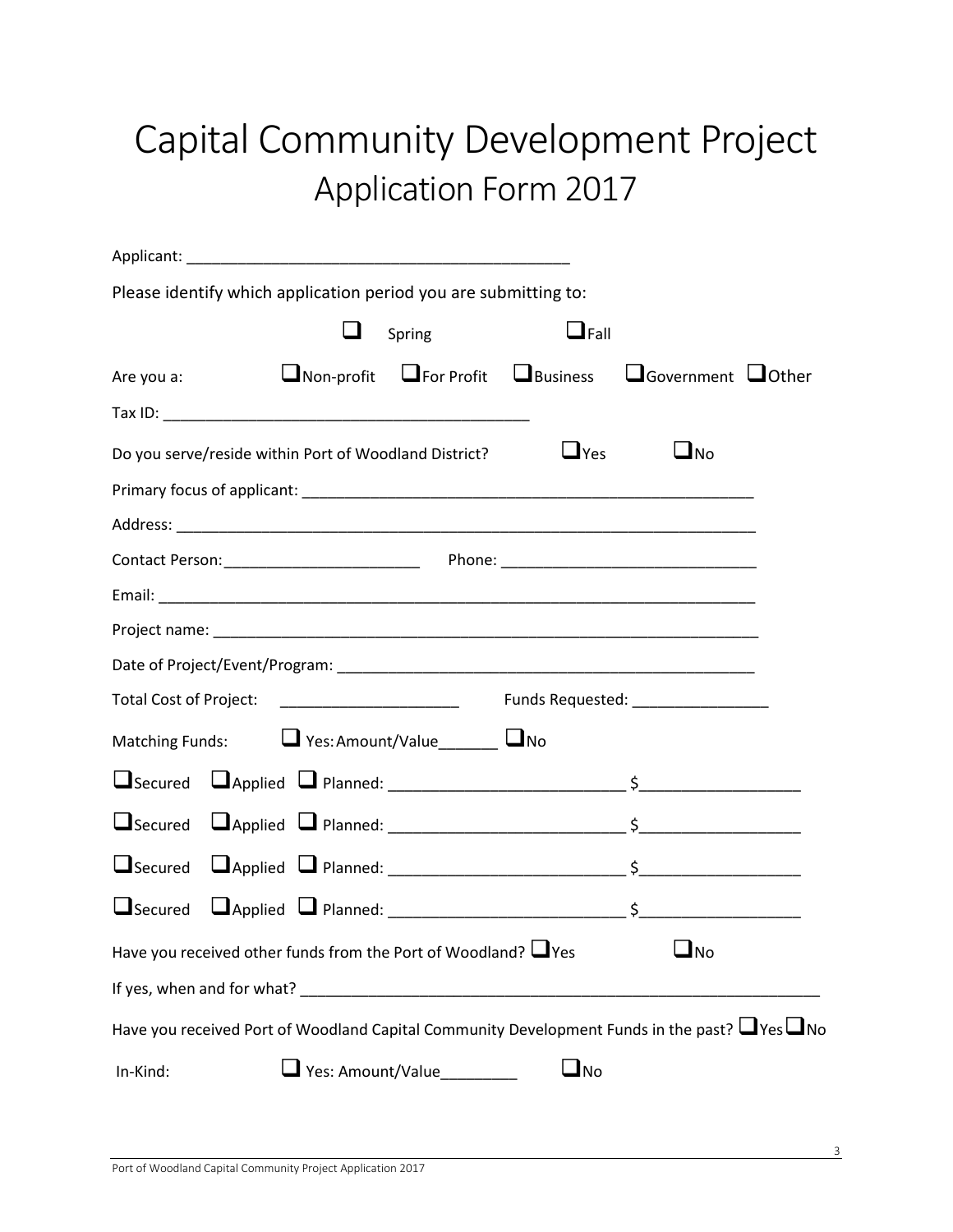# Capital Community Development Project

## Application Form 2017

Applicant: ___________________________________________

Please identify which application period you are submitting to:

☐ Spring ☐ Fall

Are you a: ☐ Non-profit ☐ For Profit ☐ Business ☐ Government ☐ Other

Tax ID: ___________________________________________

Do you serve/reside within Port of Woodland District? ☐ Yes ☐ No

Primary focus of applicant: ___________________________________________

Address: ___________________________________________

Contact Person: ______________________ Phone: _____________________________

Email: ___________________________________________

Project name: ___________________________________________

Date of Project/Event/Program: ___________________________________________

Total Cost of Project: ____________________ Funds Requested: ________________

Matching Funds: ☐ Yes: Amount/Value_______ ☐ No

☐ Secured ☐ Applied ☐ Planned: __________________________ $__________________

☐ Secured ☐ Applied ☐ Planned: __________________________ $__________________

☐ Secured ☐ Applied ☐ Planned: __________________________ $__________________

☐ Secured ☐ Applied ☐ Planned: __________________________ $__________________

Have you received other funds from the Port of Woodland? ☐ Yes ☐ No

If yes, when and for what? ___________________________________________

Have you received Port of Woodland Capital Community Development Funds in the past? ☐ Yes ☐ No

In-Kind: ☐ Yes: Amount/Value_________ ☐ No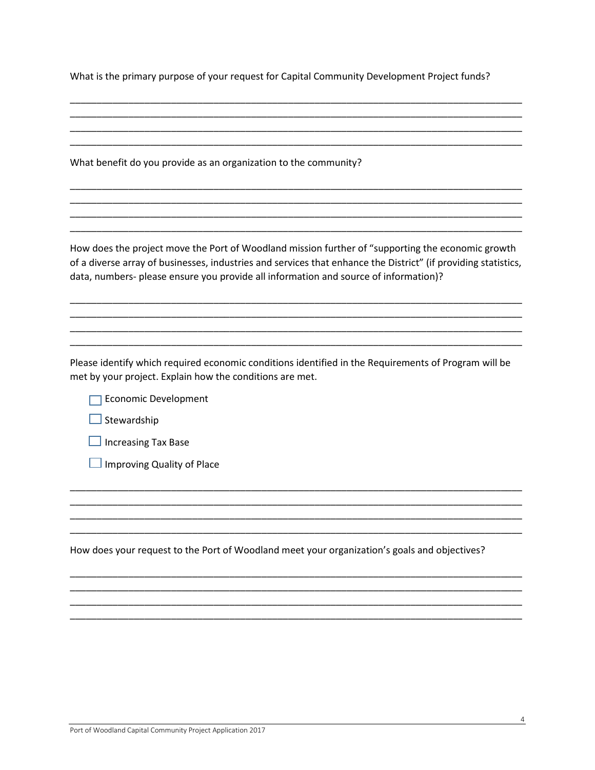What is the primary purpose of your request for Capital Community Development Project funds?

___________________________________________________________________________________
___________________________________________________________________________________
___________________________________________________________________________________
___________________________________________________________________________________

What benefit do you provide as an organization to the community?

___________________________________________________________________________________
___________________________________________________________________________________
___________________________________________________________________________________
___________________________________________________________________________________

How does the project move the Port of Woodland mission further of "supporting the economic growth of a diverse array of businesses, industries and services that enhance the District" (if providing statistics, data, numbers- please ensure you provide all information and source of information)?

___________________________________________________________________________________
___________________________________________________________________________________
___________________________________________________________________________________
___________________________________________________________________________________

Please identify which required economic conditions identified in the Requirements of Program will be met by your project. Explain how the conditions are met.

- ☐ Economic Development
- ☐ Stewardship
- ☐ Increasing Tax Base
- ☐ Improving Quality of Place

___________________________________________________________________________________
___________________________________________________________________________________
___________________________________________________________________________________
___________________________________________________________________________________

How does your request to the Port of Woodland meet your organization's goals and objectives?

___________________________________________________________________________________
___________________________________________________________________________________
___________________________________________________________________________________
___________________________________________________________________________________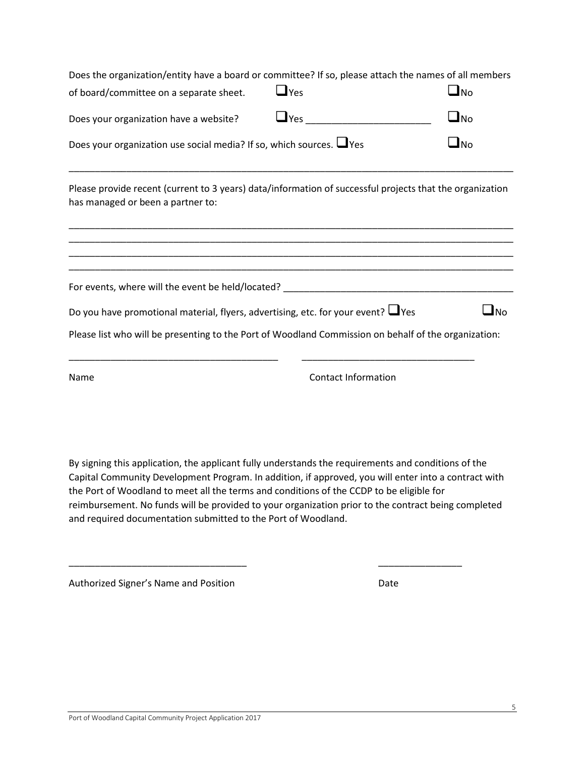Does the organization/entity have a board or committee? If so, please attach the names of all members of board/committee on a separate sheet. ☐ Yes ☐ No

Does your organization have a website? ☐ Yes ________________________ ☐ No

Does your organization use social media? If so, which sources. ☐ Yes ☐ No

_____________________________________________________________________________________

Please provide recent (current to 3 years) data/information of successful projects that the organization has managed or been a partner to:

_____________________________________________________________________________________
_____________________________________________________________________________________
_____________________________________________________________________________________
_____________________________________________________________________________________

For events, where will the event be held/located? _____________________________________________

Do you have promotional material, flyers, advertising, etc. for your event? ☐ Yes ☐ No

Please list who will be presenting to the Port of Woodland Commission on behalf of the organization:

________________________________________ ________________________________

Name Contact Information

By signing this application, the applicant fully understands the requirements and conditions of the Capital Community Development Program. In addition, if approved, you will enter into a contract with the Port of Woodland to meet all the terms and conditions of the CCDP to be eligible for reimbursement. No funds will be provided to your organization prior to the contract being completed and required documentation submitted to the Port of Woodland.

__________________________________ ________________

Authorized Signer's Name and Position Date